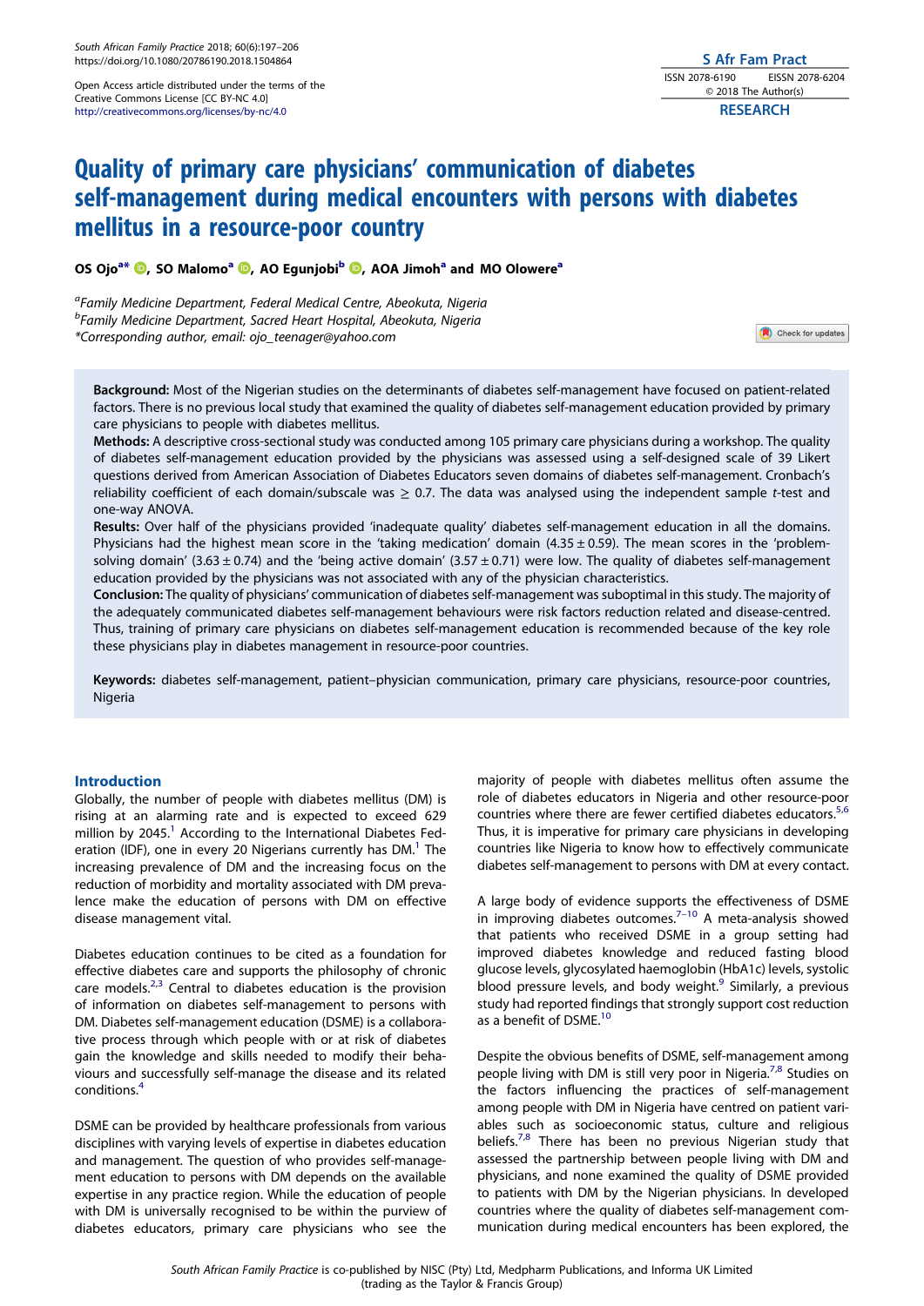Open Access article distributed under the terms of the Creative Commons License [CC BY-NC 4.0]
http://creativecommons.org/licenses/by-nc/4.0

RESEARCH

# Quality of primary care physicians' communication of diabetes self-management during medical encounters with persons with diabetes mellitus in a resource-poor country

**OS Ojo[a*], SO Malomo[a], AO Egunjobi[b], AOA Jimoh[a] and MO Olowere[a]**

[a] *Family Medicine Department, Federal Medical Centre, Abeokuta, Nigeria*
[b] *Family Medicine Department, Sacred Heart Hospital, Abeokuta, Nigeria*
*Corresponding author, email: ojo_teenager@yahoo.com*

**Background:** Most of the Nigerian studies on the determinants of diabetes self-management have focused on patient-related factors. There is no previous local study that examined the quality of diabetes self-management education provided by primary care physicians to people with diabetes mellitus.

**Methods:** A descriptive cross-sectional study was conducted among 105 primary care physicians during a workshop. The quality of diabetes self-management education provided by the physicians was assessed using a self-designed scale of 39 Likert questions derived from American Association of Diabetes Educators seven domains of diabetes self-management. Cronbach's reliability coefficient of each domain/subscale was $\geq 0.7$. The data was analysed using the independent sample $t$-test and one-way ANOVA.

**Results:** Over half of the physicians provided 'inadequate quality' diabetes self-management education in all the domains. Physicians had the highest mean score in the 'taking medication' domain ($4.35 \pm 0.59$). The mean scores in the 'problem-solving domain' ($3.63 \pm 0.74$) and the 'being active domain' ($3.57 \pm 0.71$) were low. The quality of diabetes self-management education provided by the physicians was not associated with any of the physician characteristics.

**Conclusion:** The quality of physicians' communication of diabetes self-management was suboptimal in this study. The majority of the adequately communicated diabetes self-management behaviours were risk factors reduction related and disease-centred. Thus, training of primary care physicians on diabetes self-management education is recommended because of the key role these physicians play in diabetes management in resource-poor countries.

**Keywords:** diabetes self-management, patient–physician communication, primary care physicians, resource-poor countries, Nigeria

## Introduction

Globally, the number of people with diabetes mellitus (DM) is rising at an alarming rate and is expected to exceed 629 million by 2045.[1] According to the International Diabetes Federation (IDF), one in every 20 Nigerians currently has DM.[1] The increasing prevalence of DM and the increasing focus on the reduction of morbidity and mortality associated with DM prevalence make the education of persons with DM on effective disease management vital.

Diabetes education continues to be cited as a foundation for effective diabetes care and supports the philosophy of chronic care models.[2,3] Central to diabetes education is the provision of information on diabetes self-management to persons with DM. Diabetes self-management education (DSME) is a collaborative process through which people with or at risk of diabetes gain the knowledge and skills needed to modify their behaviours and successfully self-manage the disease and its related conditions.[4]

DSME can be provided by healthcare professionals from various disciplines with varying levels of expertise in diabetes education and management. The question of who provides self-management education to persons with DM depends on the available expertise in any practice region. While the education of people with DM is universally recognised to be within the purview of diabetes educators, primary care physicians who see the majority of people with diabetes mellitus often assume the role of diabetes educators in Nigeria and other resource-poor countries where there are fewer certified diabetes educators.[5,6] Thus, it is imperative for primary care physicians in developing countries like Nigeria to know how to effectively communicate diabetes self-management to persons with DM at every contact.

A large body of evidence supports the effectiveness of DSME in improving diabetes outcomes.[7–10] A meta-analysis showed that patients who received DSME in a group setting had improved diabetes knowledge and reduced fasting blood glucose levels, glycosylated haemoglobin (HbA1c) levels, systolic blood pressure levels, and body weight.[9] Similarly, a previous study had reported findings that strongly support cost reduction as a benefit of DSME.[10]

Despite the obvious benefits of DSME, self-management among people living with DM is still very poor in Nigeria.[7,8] Studies on the factors influencing the practices of self-management among people with DM in Nigeria have centred on patient variables such as socioeconomic status, culture and religious beliefs.[7,8] There has been no previous Nigerian study that assessed the partnership between people living with DM and physicians, and none examined the quality of DSME provided to patients with DM by the Nigerian physicians. In developed countries where the quality of diabetes self-management communication during medical encounters has been explored, the

*South African Family Practice* is co-published by NISC (Pty) Ltd, Medpharm Publications, and Informa UK Limited (trading as the Taylor & Francis Group)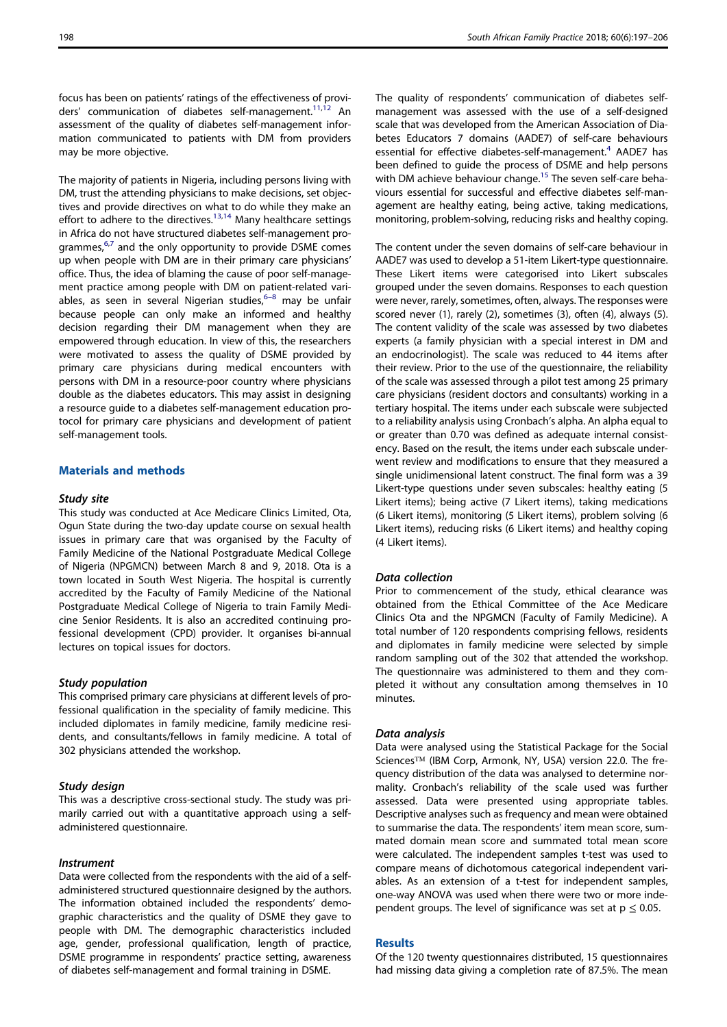focus has been on patients' ratings of the effectiveness of providers' communication of diabetes self-management.[11,12] An assessment of the quality of diabetes self-management information communicated to patients with DM from providers may be more objective.

The majority of patients in Nigeria, including persons living with DM, trust the attending physicians to make decisions, set objectives and provide directives on what to do while they make an effort to adhere to the directives.[13,14] Many healthcare settings in Africa do not have structured diabetes self-management programmes,[6,7] and the only opportunity to provide DSME comes up when people with DM are in their primary care physicians' office. Thus, the idea of blaming the cause of poor self-management practice among people with DM on patient-related variables, as seen in several Nigerian studies,[6–8] may be unfair because people can only make an informed and healthy decision regarding their DM management when they are empowered through education. In view of this, the researchers were motivated to assess the quality of DSME provided by primary care physicians during medical encounters with persons with DM in a resource-poor country where physicians double as the diabetes educators. This may assist in designing a resource guide to a diabetes self-management education protocol for primary care physicians and development of patient self-management tools.

## Materials and methods

### Study site

This study was conducted at Ace Medicare Clinics Limited, Ota, Ogun State during the two-day update course on sexual health issues in primary care that was organised by the Faculty of Family Medicine of the National Postgraduate Medical College of Nigeria (NPGMCN) between March 8 and 9, 2018. Ota is a town located in South West Nigeria. The hospital is currently accredited by the Faculty of Family Medicine of the National Postgraduate Medical College of Nigeria to train Family Medicine Senior Residents. It is also an accredited continuing professional development (CPD) provider. It organises bi-annual lectures on topical issues for doctors.

### Study population

This comprised primary care physicians at different levels of professional qualification in the speciality of family medicine. This included diplomates in family medicine, family medicine residents, and consultants/fellows in family medicine. A total of 302 physicians attended the workshop.

### Study design

This was a descriptive cross-sectional study. The study was primarily carried out with a quantitative approach using a self-administered questionnaire.

### Instrument

Data were collected from the respondents with the aid of a self-administered structured questionnaire designed by the authors. The information obtained included the respondents' demographic characteristics and the quality of DSME they gave to people with DM. The demographic characteristics included age, gender, professional qualification, length of practice, DSME programme in respondents' practice setting, awareness of diabetes self-management and formal training in DSME.

The quality of respondents' communication of diabetes self-management was assessed with the use of a self-designed scale that was developed from the American Association of Diabetes Educators 7 domains (AADE7) of self-care behaviours essential for effective diabetes-self-management.[4] AADE7 has been defined to guide the process of DSME and help persons with DM achieve behaviour change.[15] The seven self-care behaviours essential for successful and effective diabetes self-management are healthy eating, being active, taking medications, monitoring, problem-solving, reducing risks and healthy coping.

The content under the seven domains of self-care behaviour in AADE7 was used to develop a 51-item Likert-type questionnaire. These Likert items were categorised into Likert subscales grouped under the seven domains. Responses to each question were never, rarely, sometimes, often, always. The responses were scored never (1), rarely (2), sometimes (3), often (4), always (5). The content validity of the scale was assessed by two diabetes experts (a family physician with a special interest in DM and an endocrinologist). The scale was reduced to 44 items after their review. Prior to the use of the questionnaire, the reliability of the scale was assessed through a pilot test among 25 primary care physicians (resident doctors and consultants) working in a tertiary hospital. The items under each subscale were subjected to a reliability analysis using Cronbach's alpha. An alpha equal to or greater than 0.70 was defined as adequate internal consistency. Based on the result, the items under each subscale underwent review and modifications to ensure that they measured a single unidimensional latent construct. The final form was a 39 Likert-type questions under seven subscales: healthy eating (5 Likert items); being active (7 Likert items), taking medications (6 Likert items), monitoring (5 Likert items), problem solving (6 Likert items), reducing risks (6 Likert items) and healthy coping (4 Likert items).

### Data collection

Prior to commencement of the study, ethical clearance was obtained from the Ethical Committee of the Ace Medicare Clinics Ota and the NPGMCN (Faculty of Family Medicine). A total number of 120 respondents comprising fellows, residents and diplomates in family medicine were selected by simple random sampling out of the 302 that attended the workshop. The questionnaire was administered to them and they completed it without any consultation among themselves in 10 minutes.

### Data analysis

Data were analysed using the Statistical Package for the Social Sciences™ (IBM Corp, Armonk, NY, USA) version 22.0. The frequency distribution of the data was analysed to determine normality. Cronbach's reliability of the scale used was further assessed. Data were presented using appropriate tables. Descriptive analyses such as frequency and mean were obtained to summarise the data. The respondents' item mean score, summated domain mean score and summated total mean score were calculated. The independent samples t-test was used to compare means of dichotomous categorical independent variables. As an extension of a t-test for independent samples, one-way ANOVA was used when there were two or more independent groups. The level of significance was set at $p \leq 0.05$.

## Results

Of the 120 twenty questionnaires distributed, 15 questionnaires had missing data giving a completion rate of 87.5%. The mean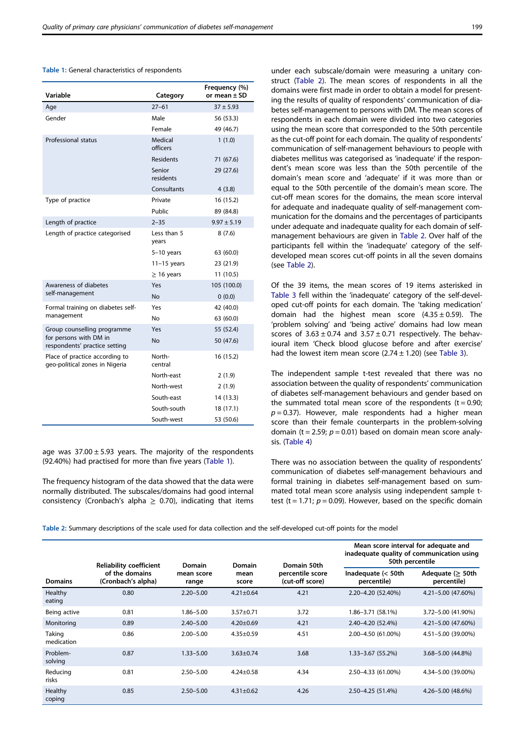Table 1: General characteristics of respondents

| Variable | Category | Frequency (%) or mean ± SD |
|---|---|---|
| Age | 27–61 | 37 ± 5.93 |
| Gender | Male | 56 (53.3) |
| | Female | 49 (46.7) |
| Professional status | Medical officers | 1 (1.0) |
| | Residents | 71 (67.6) |
| | Senior residents | 29 (27.6) |
| | Consultants | 4 (3.8) |
| Type of practice | Private | 16 (15.2) |
| | Public | 89 (84.8) |
| Length of practice | 2–35 | 9.97 ± 5.19 |
| Length of practice categorised | Less than 5 years | 8 (7.6) |
| | 5–10 years | 63 (60.0) |
| | 11–15 years | 23 (21.9) |
| | ≥ 16 years | 11 (10.5) |
| Awareness of diabetes self-management | Yes | 105 (100.0) |
| | No | 0 (0.0) |
| Formal training on diabetes self-management | Yes | 42 (40.0) |
| | No | 63 (60.0) |
| Group counselling programme for persons with DM in respondents' practice setting | Yes | 55 (52.4) |
| | No | 50 (47.6) |
| Place of practice according to geo-political zones in Nigeria | North-central | 16 (15.2) |
| | North-east | 2 (1.9) |
| | North-west | 2 (1.9) |
| | South-east | 14 (13.3) |
| | South-south | 18 (17.1) |
| | South-west | 53 (50.6) |

age was 37.00 ± 5.93 years. The majority of the respondents (92.40%) had practised for more than five years (Table 1).

The frequency histogram of the data showed that the data were normally distributed. The subscales/domains had good internal consistency (Cronbach's alpha ≥ 0.70), indicating that items under each subscale/domain were measuring a unitary construct (Table 2). The mean scores of respondents in all the domains were first made in order to obtain a model for presenting the results of quality of respondents' communication of diabetes self-management to persons with DM. The mean scores of respondents in each domain were divided into two categories using the mean score that corresponded to the 50th percentile as the cut-off point for each domain. The quality of respondents' communication of self-management behaviours to people with diabetes mellitus was categorised as 'inadequate' if the respondent's mean score was less than the 50th percentile of the domain's mean score and 'adequate' if it was more than or equal to the 50th percentile of the domain's mean score. The cut-off mean scores for the domains, the mean score interval for adequate and inadequate quality of self-management communication for the domains and the percentages of participants under adequate and inadequate quality for each domain of self-management behaviours are given in Table 2. Over half of the participants fell within the 'inadequate' category of the self-developed mean scores cut-off points in all the seven domains (see Table 2).

Of the 39 items, the mean scores of 19 items asterisked in Table 3 fell within the 'inadequate' category of the self-developed cut-off points for each domain. The 'taking medication' domain had the highest mean score (4.35 ± 0.59). The 'problem solving' and 'being active' domains had low mean scores of 3.63 ± 0.74 and 3.57 ± 0.71 respectively. The behavioural item 'Check blood glucose before and after exercise' had the lowest item mean score (2.74 ± 1.20) (see Table 3).

The independent sample t-test revealed that there was no association between the quality of respondents' communication of diabetes self-management behaviours and gender based on the summated total mean score of the respondents ($t = 0.90$; $p = 0.37$). However, male respondents had a higher mean score than their female counterparts in the problem-solving domain ($t = 2.59$; $p = 0.01$) based on domain mean score analysis. (Table 4)

There was no association between the quality of respondents' communication of diabetes self-management behaviours and formal training in diabetes self-management based on summated total mean score analysis using independent sample t-test ($t = 1.71$; $p = 0.09$). However, based on the specific domain

Table 2: Summary descriptions of the scale used for data collection and the self-developed cut-off points for the model

| Domains | Reliability coefficient of the domains (Cronbach's alpha) | Domain mean score range | Domain mean score | Domain 50th percentile score (cut-off score) | Mean score interval for adequate and inadequate quality of communication using 50th percentile | |
|---|---|---|---|---|---|---|
| | | | | | Inadequate (< 50th percentile) | Adequate (≥ 50th percentile) |
| Healthy eating | 0.80 | 2.20–5.00 | 4.21±0.64 | 4.21 | 2.20–4.20 (52.40%) | 4.21–5.00 (47.60%) |
| Being active | 0.81 | 1.86–5.00 | 3.57±0.71 | 3.72 | 1.86–3.71 (58.1%) | 3.72–5.00 (41.90%) |
| Monitoring | 0.89 | 2.40–5.00 | 4.20±0.69 | 4.21 | 2.40–4.20 (52.4%) | 4.21–5.00 (47.60%) |
| Taking medication | 0.86 | 2.00–5.00 | 4.35±0.59 | 4.51 | 2.00–4.50 (61.00%) | 4.51–5.00 (39.00%) |
| Problem-solving | 0.87 | 1.33–5.00 | 3.63±0.74 | 3.68 | 1.33–3.67 (55.2%) | 3.68–5.00 (44.8%) |
| Reducing risks | 0.81 | 2.50–5.00 | 4.24±0.58 | 4.34 | 2.50–4.33 (61.00%) | 4.34–5.00 (39.00%) |
| Healthy coping | 0.85 | 2.50–5.00 | 4.31±0.62 | 4.26 | 2.50–4.25 (51.4%) | 4.26–5.00 (48.6%) |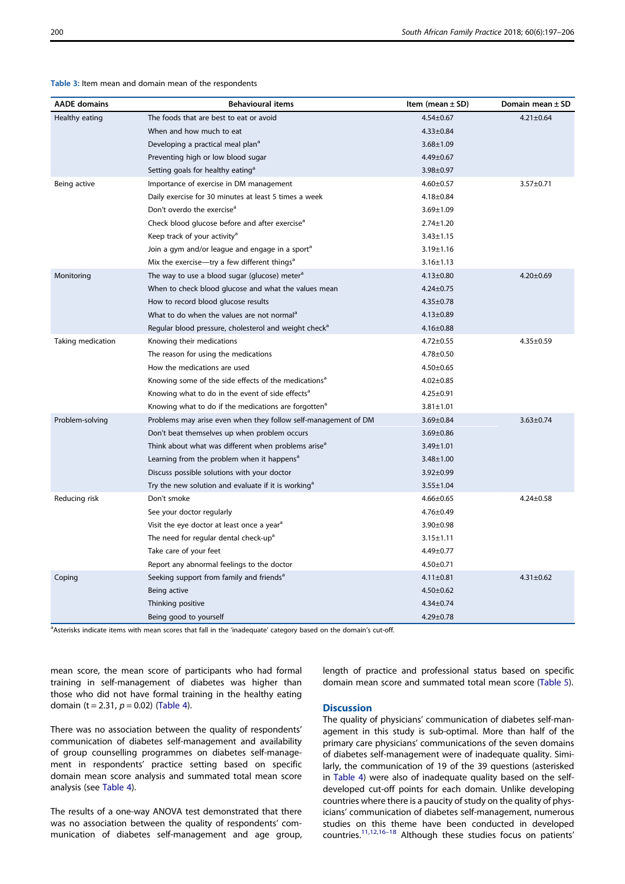**Table 3:** Item mean and domain mean of the respondents

| AADE domains | Behavioural items | Item (mean ± SD) | Domain mean ± SD |
|---|---|---|---|
| Healthy eating | The foods that are best to eat or avoid | 4.54±0.67 | 4.21±0.64 |
| | When and how much to eat | 4.33±0.84 | |
| | Developing a practical meal plan[a] | 3.68±1.09 | |
| | Preventing high or low blood sugar | 4.49±0.67 | |
| | Setting goals for healthy eating[a] | 3.98±0.97 | |
| Being active | Importance of exercise in DM management | 4.60±0.57 | 3.57±0.71 |
| | Daily exercise for 30 minutes at least 5 times a week | 4.18±0.84 | |
| | Don't overdo the exercise[a] | 3.69±1.09 | |
| | Check blood glucose before and after exercise[a] | 2.74±1.20 | |
| | Keep track of your activity[a] | 3.43±1.15 | |
| | Join a gym and/or league and engage in a sport[a] | 3.19±1.16 | |
| | Mix the exercise—try a few different things[a] | 3.16±1.13 | |
| Monitoring | The way to use a blood sugar (glucose) meter[a] | 4.13±0.80 | 4.20±0.69 |
| | When to check blood glucose and what the values mean | 4.24±0.75 | |
| | How to record blood glucose results | 4.35±0.78 | |
| | What to do when the values are not normal[a] | 4.13±0.89 | |
| | Regular blood pressure, cholesterol and weight check[a] | 4.16±0.88 | |
| Taking medication | Knowing their medications | 4.72±0.55 | 4.35±0.59 |
| | The reason for using the medications | 4.78±0.50 | |
| | How the medications are used | 4.50±0.65 | |
| | Knowing some of the side effects of the medications[a] | 4.02±0.85 | |
| | Knowing what to do in the event of side effects[a] | 4.25±0.91 | |
| | Knowing what to do if the medications are forgotten[a] | 3.81±1.01 | |
| Problem-solving | Problems may arise even when they follow self-management of DM | 3.69±0.84 | 3.63±0.74 |
| | Don't beat themselves up when problem occurs | 3.69±0.86 | |
| | Think about what was different when problems arise[a] | 3.49±1.01 | |
| | Learning from the problem when it happens[a] | 3.48±1.00 | |
| | Discuss possible solutions with your doctor | 3.92±0.99 | |
| | Try the new solution and evaluate if it is working[a] | 3.55±1.04 | |
| Reducing risk | Don't smoke | 4.66±0.65 | 4.24±0.58 |
| | See your doctor regularly | 4.76±0.49 | |
| | Visit the eye doctor at least once a year[a] | 3.90±0.98 | |
| | The need for regular dental check-up[a] | 3.15±1.11 | |
| | Take care of your feet | 4.49±0.77 | |
| | Report any abnormal feelings to the doctor | 4.50±0.71 | |
| Coping | Seeking support from family and friends[a] | 4.11±0.81 | 4.31±0.62 |
| | Being active | 4.50±0.62 | |
| | Thinking positive | 4.34±0.74 | |
| | Being good to yourself | 4.29±0.78 | |

[a]Asterisks indicate items with mean scores that fall in the 'inadequate' category based on the domain's cut-off.

mean score, the mean score of participants who had formal training in self-management of diabetes was higher than those who did not have formal training in the healthy eating domain ($t = 2.31$, $p = 0.02$) (Table 4).

There was no association between the quality of respondents' communication of diabetes self-management and availability of group counselling programmes on diabetes self-management in respondents' practice setting based on specific domain mean score analysis and summated total mean score analysis (see Table 4).

The results of a one-way ANOVA test demonstrated that there was no association between the quality of respondents' communication of diabetes self-management and age group, length of practice and professional status based on specific domain mean score and summated total mean score (Table 5).

## Discussion

The quality of physicians' communication of diabetes self-management in this study is sub-optimal. More than half of the primary care physicians' communications of the seven domains of diabetes self-management were of inadequate quality. Similarly, the communication of 19 of the 39 questions (asterisked in Table 4) were also of inadequate quality based on the self-developed cut-off points for each domain. Unlike developing countries where there is a paucity of study on the quality of physicians' communication of diabetes self-management, numerous studies on this theme have been conducted in developed countries.[11,12,16–18] Although these studies focus on patients'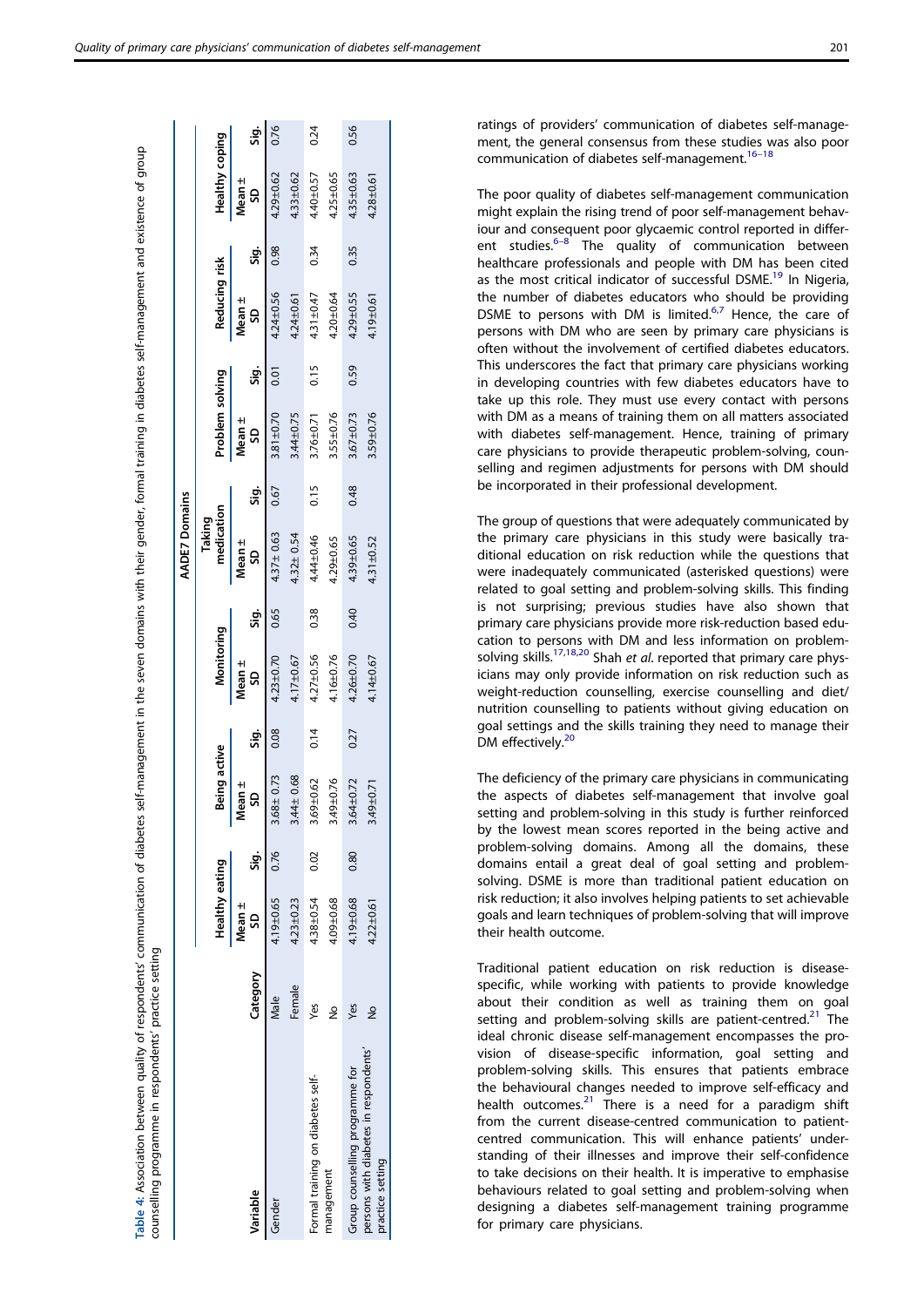Table 4: Association between quality of respondents' communication of diabetes self-management in the seven domains with their gender, formal training in diabetes self-management and existence of group counselling programme in respondents' practice setting

| Variable | Category | AADE7 Domains | | | | | | | | | | | | | |
|---|---|---|---|---|---|---|---|---|---|---|---|---|---|---|---|
| | | Healthy eating | | Being active | | Monitoring | | Taking medication | | Problem solving | | Reducing risk | | Healthy coping | |
| | | Mean ± SD | Sig. | Mean ± SD | Sig. | Mean ± SD | Sig. | Mean ± SD | Sig. | Mean ± SD | Sig. | Mean ± SD | Sig. | Mean ± SD | Sig. |
| Gender | Male | 4.19±0.65 | 0.76 | 3.68± 0.73 | 0.08 | 4.23±0.70 | 0.65 | 4.37± 0.63 | 0.67 | 3.81±0.70 | 0.01 | 4.24±0.56 | 0.98 | 4.29±0.62 | 0.76 |
| | Female | 4.23±0.23 | | 3.44± 0.68 | | 4.17±0.67 | | 4.32± 0.54 | | 3.44±0.75 | | 4.24±0.61 | | 4.33±0.62 | |
| Formal training on diabetes self-management | Yes | 4.38±0.54 | 0.02 | 3.69±0.62 | 0.14 | 4.27±0.56 | 0.38 | 4.44±0.46 | 0.15 | 3.76±0.71 | 0.15 | 4.31±0.47 | 0.34 | 4.40±0.57 | 0.24 |
| | No | 4.09±0.68 | | 3.49±0.76 | | 4.16±0.76 | | 4.29±0.65 | | 3.55±0.76 | | 4.20±0.64 | | 4.25±0.65 | |
| Group counselling programme for persons with diabetes in respondents' practice setting | Yes | 4.19±0.68 | 0.80 | 3.64±0.72 | 0.27 | 4.26±0.70 | 0.40 | 4.39±0.65 | 0.48 | 3.67±0.73 | 0.59 | 4.29±0.55 | 0.35 | 4.35±0.63 | 0.56 |
| | No | 4.22±0.61 | | 3.49±0.71 | | 4.14±0.67 | | 4.31±0.52 | | 3.59±0.76 | | 4.19±0.61 | | 4.28±0.61 | |

ratings of providers' communication of diabetes self-management, the general consensus from these studies was also poor communication of diabetes self-management.[16–18]

The poor quality of diabetes self-management communication might explain the rising trend of poor self-management behaviour and consequent poor glycaemic control reported in different studies.[6–8] The quality of communication between healthcare professionals and people with DM has been cited as the most critical indicator of successful DSME.[19] In Nigeria, the number of diabetes educators who should be providing DSME to persons with DM is limited.[6,7] Hence, the care of persons with DM who are seen by primary care physicians is often without the involvement of certified diabetes educators. This underscores the fact that primary care physicians working in developing countries with few diabetes educators have to take up this role. They must use every contact with persons with DM as a means of training them on all matters associated with diabetes self-management. Hence, training of primary care physicians to provide therapeutic problem-solving, counselling and regimen adjustments for persons with DM should be incorporated in their professional development.

The group of questions that were adequately communicated by the primary care physicians in this study were basically traditional education on risk reduction while the questions that were inadequately communicated (asterisked questions) were related to goal setting and problem-solving skills. This finding is not surprising; previous studies have also shown that primary care physicians provide more risk-reduction based education to persons with DM and less information on problem-solving skills.[17,18,20] Shah *et al.* reported that primary care physicians may only provide information on risk reduction such as weight-reduction counselling, exercise counselling and diet/nutrition counselling to patients without giving education on goal settings and the skills training they need to manage their DM effectively.[20]

The deficiency of the primary care physicians in communicating the aspects of diabetes self-management that involve goal setting and problem-solving in this study is further reinforced by the lowest mean scores reported in the being active and problem-solving domains. Among all the domains, these domains entail a great deal of goal setting and problem-solving. DSME is more than traditional patient education on risk reduction; it also involves helping patients to set achievable goals and learn techniques of problem-solving that will improve their health outcome.

Traditional patient education on risk reduction is disease-specific, while working with patients to provide knowledge about their condition as well as training them on goal setting and problem-solving skills are patient-centred.[21] The ideal chronic disease self-management encompasses the provision of disease-specific information, goal setting and problem-solving skills. This ensures that patients embrace the behavioural changes needed to improve self-efficacy and health outcomes.[21] There is a need for a paradigm shift from the current disease-centred communication to patient-centred communication. This will enhance patients' understanding of their illnesses and improve their self-confidence to take decisions on their health. It is imperative to emphasise behaviours related to goal setting and problem-solving when designing a diabetes self-management training programme for primary care physicians.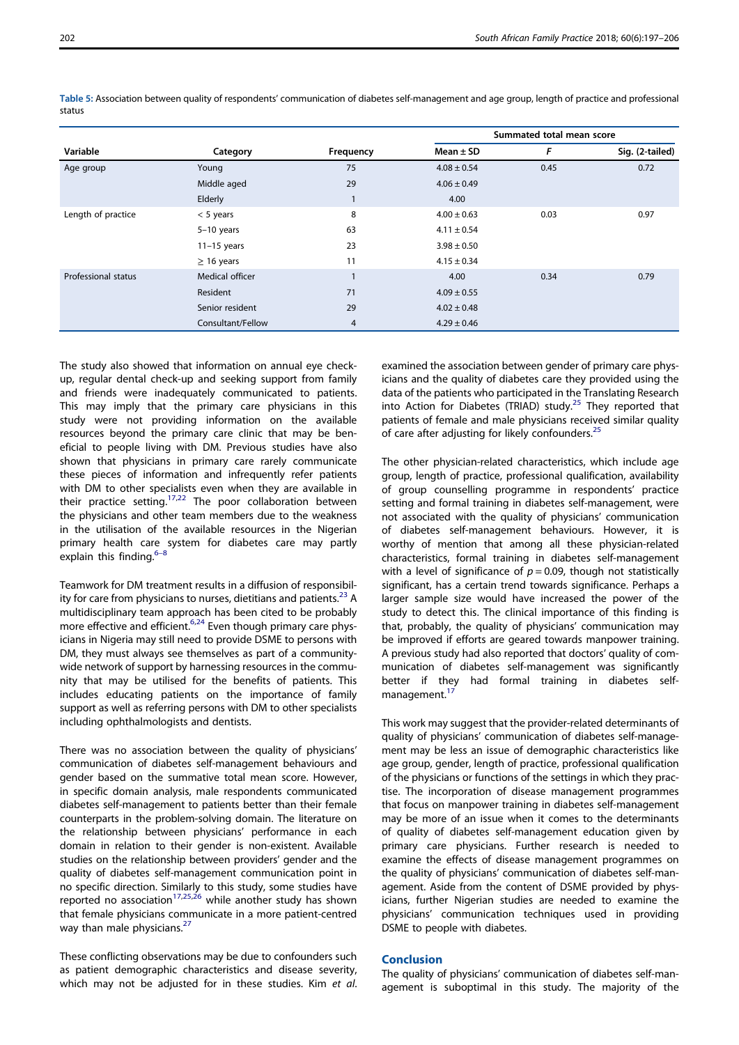Table 5: Association between quality of respondents' communication of diabetes self-management and age group, length of practice and professional status

| Variable | Category | Frequency | Summated total mean score | | |
|---|---|---|---|---|---|
| | | | Mean ± SD | *F* | Sig. (2-tailed) |
| Age group | Young | 75 | 4.08 ± 0.54 | 0.45 | 0.72 |
| | Middle aged | 29 | 4.06 ± 0.49 | | |
| | Elderly | 1 | 4.00 | | |
| Length of practice | < 5 years | 8 | 4.00 ± 0.63 | 0.03 | 0.97 |
| | 5–10 years | 63 | 4.11 ± 0.54 | | |
| | 11–15 years | 23 | 3.98 ± 0.50 | | |
| | ≥ 16 years | 11 | 4.15 ± 0.34 | | |
| Professional status | Medical officer | 1 | 4.00 | 0.34 | 0.79 |
| | Resident | 71 | 4.09 ± 0.55 | | |
| | Senior resident | 29 | 4.02 ± 0.48 | | |
| | Consultant/Fellow | 4 | 4.29 ± 0.46 | | |

The study also showed that information on annual eye check-up, regular dental check-up and seeking support from family and friends were inadequately communicated to patients. This may imply that the primary care physicians in this study were not providing information on the available resources beyond the primary care clinic that may be beneficial to people living with DM. Previous studies have also shown that physicians in primary care rarely communicate these pieces of information and infrequently refer patients with DM to other specialists even when they are available in their practice setting.[17,22] The poor collaboration between the physicians and other team members due to the weakness in the utilisation of the available resources in the Nigerian primary health care system for diabetes care may partly explain this finding.[6–8]

Teamwork for DM treatment results in a diffusion of responsibility for care from physicians to nurses, dietitians and patients.[23] A multidisciplinary team approach has been cited to be probably more effective and efficient.[6,24] Even though primary care physicians in Nigeria may still need to provide DSME to persons with DM, they must always see themselves as part of a community-wide network of support by harnessing resources in the community that may be utilised for the benefits of patients. This includes educating patients on the importance of family support as well as referring persons with DM to other specialists including ophthalmologists and dentists.

There was no association between the quality of physicians' communication of diabetes self-management behaviours and gender based on the summative total mean score. However, in specific domain analysis, male respondents communicated diabetes self-management to patients better than their female counterparts in the problem-solving domain. The literature on the relationship between physicians' performance in each domain in relation to their gender is non-existent. Available studies on the relationship between providers' gender and the quality of diabetes self-management communication point in no specific direction. Similarly to this study, some studies have reported no association[17,25,26] while another study has shown that female physicians communicate in a more patient-centred way than male physicians.[27]

These conflicting observations may be due to confounders such as patient demographic characteristics and disease severity, which may not be adjusted for in these studies. Kim *et al.* examined the association between gender of primary care physicians and the quality of diabetes care they provided using the data of the patients who participated in the Translating Research into Action for Diabetes (TRIAD) study.[25] They reported that patients of female and male physicians received similar quality of care after adjusting for likely confounders.[25]

The other physician-related characteristics, which include age group, length of practice, professional qualification, availability of group counselling programme in respondents' practice setting and formal training in diabetes self-management, were not associated with the quality of physicians' communication of diabetes self-management behaviours. However, it is worthy of mention that among all these physician-related characteristics, formal training in diabetes self-management with a level of significance of $p = 0.09$, though not statistically significant, has a certain trend towards significance. Perhaps a larger sample size would have increased the power of the study to detect this. The clinical importance of this finding is that, probably, the quality of physicians' communication may be improved if efforts are geared towards manpower training. A previous study had also reported that doctors' quality of communication of diabetes self-management was significantly better if they had formal training in diabetes self-management.[17]

This work may suggest that the provider-related determinants of quality of physicians' communication of diabetes self-management may be less an issue of demographic characteristics like age group, gender, length of practice, professional qualification of the physicians or functions of the settings in which they practise. The incorporation of disease management programmes that focus on manpower training in diabetes self-management may be more of an issue when it comes to the determinants of quality of diabetes self-management education given by primary care physicians. Further research is needed to examine the effects of disease management programmes on the quality of physicians' communication of diabetes self-management. Aside from the content of DSME provided by physicians, further Nigerian studies are needed to examine the physicians' communication techniques used in providing DSME to people with diabetes.

## Conclusion

The quality of physicians' communication of diabetes self-management is suboptimal in this study. The majority of the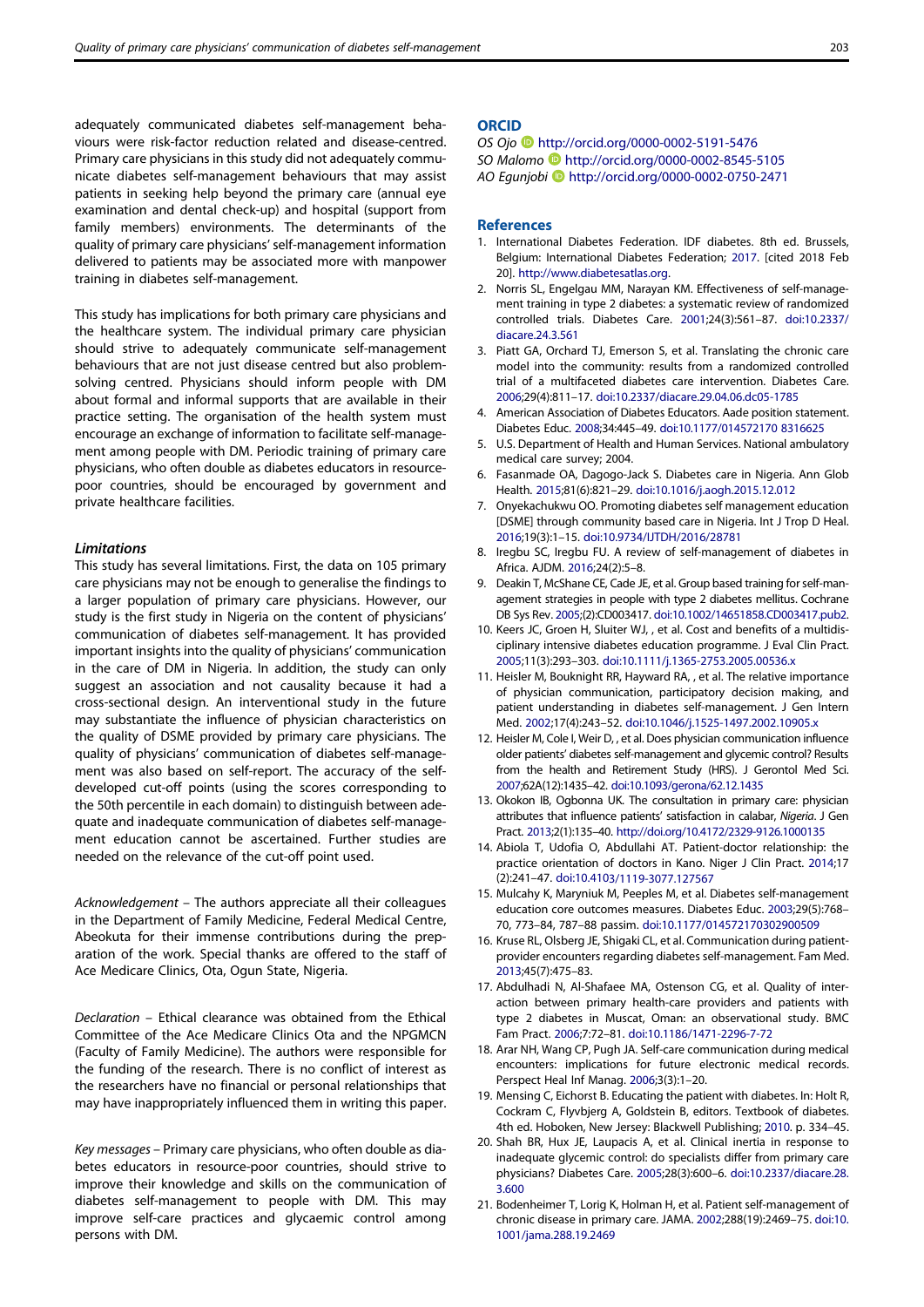adequately communicated diabetes self-management behaviours were risk-factor reduction related and disease-centred. Primary care physicians in this study did not adequately communicate diabetes self-management behaviours that may assist patients in seeking help beyond the primary care (annual eye examination and dental check-up) and hospital (support from family members) environments. The determinants of the quality of primary care physicians' self-management information delivered to patients may be associated more with manpower training in diabetes self-management.

This study has implications for both primary care physicians and the healthcare system. The individual primary care physician should strive to adequately communicate self-management behaviours that are not just disease centred but also problem-solving centred. Physicians should inform people with DM about formal and informal supports that are available in their practice setting. The organisation of the health system must encourage an exchange of information to facilitate self-management among people with DM. Periodic training of primary care physicians, who often double as diabetes educators in resource-poor countries, should be encouraged by government and private healthcare facilities.

### Limitations

This study has several limitations. First, the data on 105 primary care physicians may not be enough to generalise the findings to a larger population of primary care physicians. However, our study is the first study in Nigeria on the content of physicians' communication of diabetes self-management. It has provided important insights into the quality of physicians' communication in the care of DM in Nigeria. In addition, the study can only suggest an association and not causality because it had a cross-sectional design. An interventional study in the future may substantiate the influence of physician characteristics on the quality of DSME provided by primary care physicians. The quality of physicians' communication of diabetes self-management was also based on self-report. The accuracy of the self-developed cut-off points (using the scores corresponding to the 50th percentile in each domain) to distinguish between adequate and inadequate communication of diabetes self-management education cannot be ascertained. Further studies are needed on the relevance of the cut-off point used.

*Acknowledgement* – The authors appreciate all their colleagues in the Department of Family Medicine, Federal Medical Centre, Abeokuta for their immense contributions during the preparation of the work. Special thanks are offered to the staff of Ace Medicare Clinics, Ota, Ogun State, Nigeria.

*Declaration* – Ethical clearance was obtained from the Ethical Committee of the Ace Medicare Clinics Ota and the NPGMCN (Faculty of Family Medicine). The authors were responsible for the funding of the research. There is no conflict of interest as the researchers have no financial or personal relationships that may have inappropriately influenced them in writing this paper.

*Key messages* – Primary care physicians, who often double as diabetes educators in resource-poor countries, should strive to improve their knowledge and skills on the communication of diabetes self-management to people with DM. This may improve self-care practices and glycaemic control among persons with DM.

## ORCID

*OS Ojo* http://orcid.org/0000-0002-5191-5476
*SO Malomo* http://orcid.org/0000-0002-8545-5105
*AO Egunjobi* http://orcid.org/0000-0002-0750-2471

## References

1. International Diabetes Federation. IDF diabetes. 8th ed. Brussels, Belgium: International Diabetes Federation; 2017. [cited 2018 Feb 20]. http://www.diabetesatlas.org.
2. Norris SL, Engelgau MM, Narayan KM. Effectiveness of self-management training in type 2 diabetes: a systematic review of randomized controlled trials. Diabetes Care. 2001;24(3):561–87. doi:10.2337/diacare.24.3.561
3. Piatt GA, Orchard TJ, Emerson S, et al. Translating the chronic care model into the community: results from a randomized controlled trial of a multifaceted diabetes care intervention. Diabetes Care. 2006;29(4):811–17. doi:10.2337/diacare.29.04.06.dc05-1785
4. American Association of Diabetes Educators. Aade position statement. Diabetes Educ. 2008;34:445–49. doi:10.1177/014572170 8316625
5. U.S. Department of Health and Human Services. National ambulatory medical care survey; 2004.
6. Fasanmade OA, Dagogo-Jack S. Diabetes care in Nigeria. Ann Glob Health. 2015;81(6):821–29. doi:10.1016/j.aogh.2015.12.012
7. Onyekachukwu OO. Promoting diabetes self management education [DSME] through community based care in Nigeria. Int J Trop D Heal. 2016;19(3):1–15. doi:10.9734/IJTDH/2016/28781
8. Iregbu SC, Iregbu FU. A review of self-management of diabetes in Africa. AJDM. 2016;24(2):5–8.
9. Deakin T, McShane CE, Cade JE, et al. Group based training for self-management strategies in people with type 2 diabetes mellitus. Cochrane DB Sys Rev. 2005;(2):CD003417. doi:10.1002/14651858.CD003417.pub2.
10. Keers JC, Groen H, Sluiter WJ, , et al. Cost and benefits of a multidisciplinary intensive diabetes education programme. J Eval Clin Pract. 2005;11(3):293–303. doi:10.1111/j.1365-2753.2005.00536.x
11. Heisler M, Bouknight RR, Hayward RA, , et al. The relative importance of physician communication, participatory decision making, and patient understanding in diabetes self-management. J Gen Intern Med. 2002;17(4):243–52. doi:10.1046/j.1525-1497.2002.10905.x
12. Heisler M, Cole I, Weir D, , et al. Does physician communication influence older patients' diabetes self-management and glycemic control? Results from the health and Retirement Study (HRS). J Gerontol Med Sci. 2007;62A(12):1435–42. doi:10.1093/gerona/62.12.1435
13. Okokon IB, Ogbonna UK. The consultation in primary care: physician attributes that influence patients' satisfaction in calabar, *Nigeria*. J Gen Pract. 2013;2(1):135–40. http://doi.org/10.4172/2329-9126.1000135
14. Abiola T, Udofia O, Abdullahi AT. Patient-doctor relationship: the practice orientation of doctors in Kano. Niger J Clin Pract. 2014;17(2):241–47. doi:10.4103/1119-3077.127567
15. Mulcahy K, Maryniuk M, Peeples M, et al. Diabetes self-management education core outcomes measures. Diabetes Educ. 2003;29(5):768–70, 773–84, 787–88 passim. doi:10.1177/014572170302900509
16. Kruse RL, Olsberg JE, Shigaki CL, et al. Communication during patient-provider encounters regarding diabetes self-management. Fam Med. 2013;45(7):475–83.
17. Abdulhadi N, Al-Shafaee MA, Ostenson CG, et al. Quality of interaction between primary health-care providers and patients with type 2 diabetes in Muscat, Oman: an observational study. BMC Fam Pract. 2006;7:72–81. doi:10.1186/1471-2296-7-72
18. Arar NH, Wang CP, Pugh JA. Self-care communication during medical encounters: implications for future electronic medical records. Perspect Heal Inf Manag. 2006;3(3):1–20.
19. Mensing C, Eichorst B. Educating the patient with diabetes. In: Holt R, Cockram C, Flyvbjerg A, Goldstein B, editors. Textbook of diabetes. 4th ed. Hoboken, New Jersey: Blackwell Publishing; 2010. p. 334–45.
20. Shah BR, Hux JE, Laupacis A, et al. Clinical inertia in response to inadequate glycemic control: do specialists differ from primary care physicians? Diabetes Care. 2005;28(3):600–6. doi:10.2337/diacare.28.3.600
21. Bodenheimer T, Lorig K, Holman H, et al. Patient self-management of chronic disease in primary care. JAMA. 2002;288(19):2469–75. doi:10.1001/jama.288.19.2469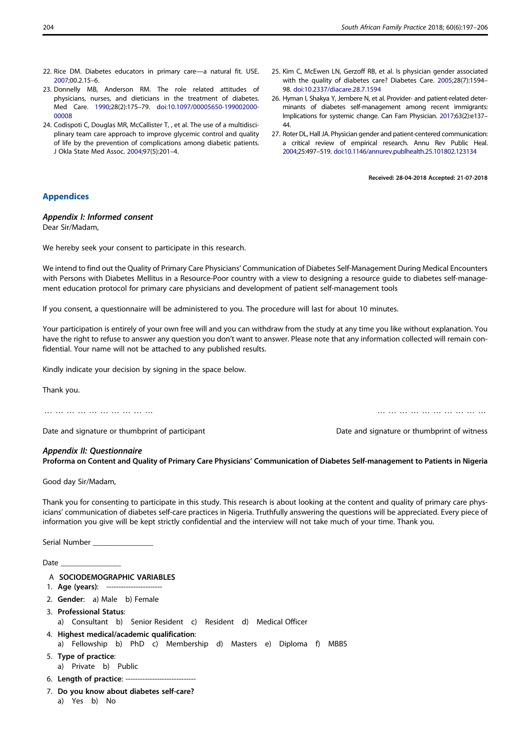22. Rice DM. Diabetes educators in primary care—a natural fit. USE. 2007;00.2.15–6.
23. Donnelly MB, Anderson RM. The role related attitudes of physicians, nurses, and dieticians in the treatment of diabetes. Med Care. 1990;28(2):175–79. doi:10.1097/00005650-199002000-00008
24. Codispoti C, Douglas MR, McCallister T, , et al. The use of a multidisciplinary team care approach to improve glycemic control and quality of life by the prevention of complications among diabetic patients. J Okla State Med Assoc. 2004;97(5):201–4.
25. Kim C, McEwen LN, Gerzoff RB, et al. Is physician gender associated with the quality of diabetes care? Diabetes Care. 2005;28(7):1594–98. doi:10.2337/diacare.28.7.1594
26. Hyman I, Shakya Y, Jembere N, et al. Provider- and patient-related determinants of diabetes self-management among recent immigrants: Implications for systemic change. Can Fam Physician. 2017;63(2):e137–44.
27. Roter DL, Hall JA. Physician gender and patient-centered communication: a critical review of empirical research. Annu Rev Public Heal. 2004;25:497–519. doi:10.1146/annurev.publhealth.25.101802.123134

**Received: 28-04-2018 Accepted: 21-07-2018**

## Appendices

### *Appendix I: Informed consent*

Dear Sir/Madam,

We hereby seek your consent to participate in this research.

We intend to find out the Quality of Primary Care Physicians' Communication of Diabetes Self-Management During Medical Encounters with Persons with Diabetes Mellitus in a Resource-Poor country with a view to designing a resource guide to diabetes self-management education protocol for primary care physicians and development of patient self-management tools

If you consent, a questionnaire will be administered to you. The procedure will last for about 10 minutes.

Your participation is entirely of your own free will and you can withdraw from the study at any time you like without explanation. You have the right to refuse to answer any question you don't want to answer. Please note that any information collected will remain confidential. Your name will not be attached to any published results.

Kindly indicate your decision by signing in the space below.

Thank you.

… … … … … … … … … … &nbsp;&nbsp;&nbsp;&nbsp;&nbsp;&nbsp;&nbsp;&nbsp; … … … … … … … … … …

Date and signature or thumbprint of participant &nbsp;&nbsp;&nbsp;&nbsp;&nbsp;&nbsp;&nbsp;&nbsp; Date and signature or thumbprint of witness

### *Appendix II: Questionnaire*

**Proforma on Content and Quality of Primary Care Physicians' Communication of Diabetes Self-management to Patients in Nigeria**

Good day Sir/Madam,

Thank you for consenting to participate in this study. This research is about looking at the content and quality of primary care physicians' communication of diabetes self-care practices in Nigeria. Truthfully answering the questions will be appreciated. Every piece of information you give will be kept strictly confidential and the interview will not take much of your time. Thank you.

Serial Number ________________

Date ________________

A **SOCIODEMOGRAPHIC VARIABLES**

1. **Age (years)**: -----------------------
2. **Gender**: a) Male b) Female
3. **Professional Status**:
   a) Consultant b) Senior Resident c) Resident d) Medical Officer
4. **Highest medical/academic qualification**:
   a) Fellowship b) PhD c) Membership d) Masters e) Diploma f) MBBS
5. **Type of practice**:
   a) Private b) Public
6. **Length of practice**: -----------------------------
7. **Do you know about diabetes self-care?**
   a) Yes b) No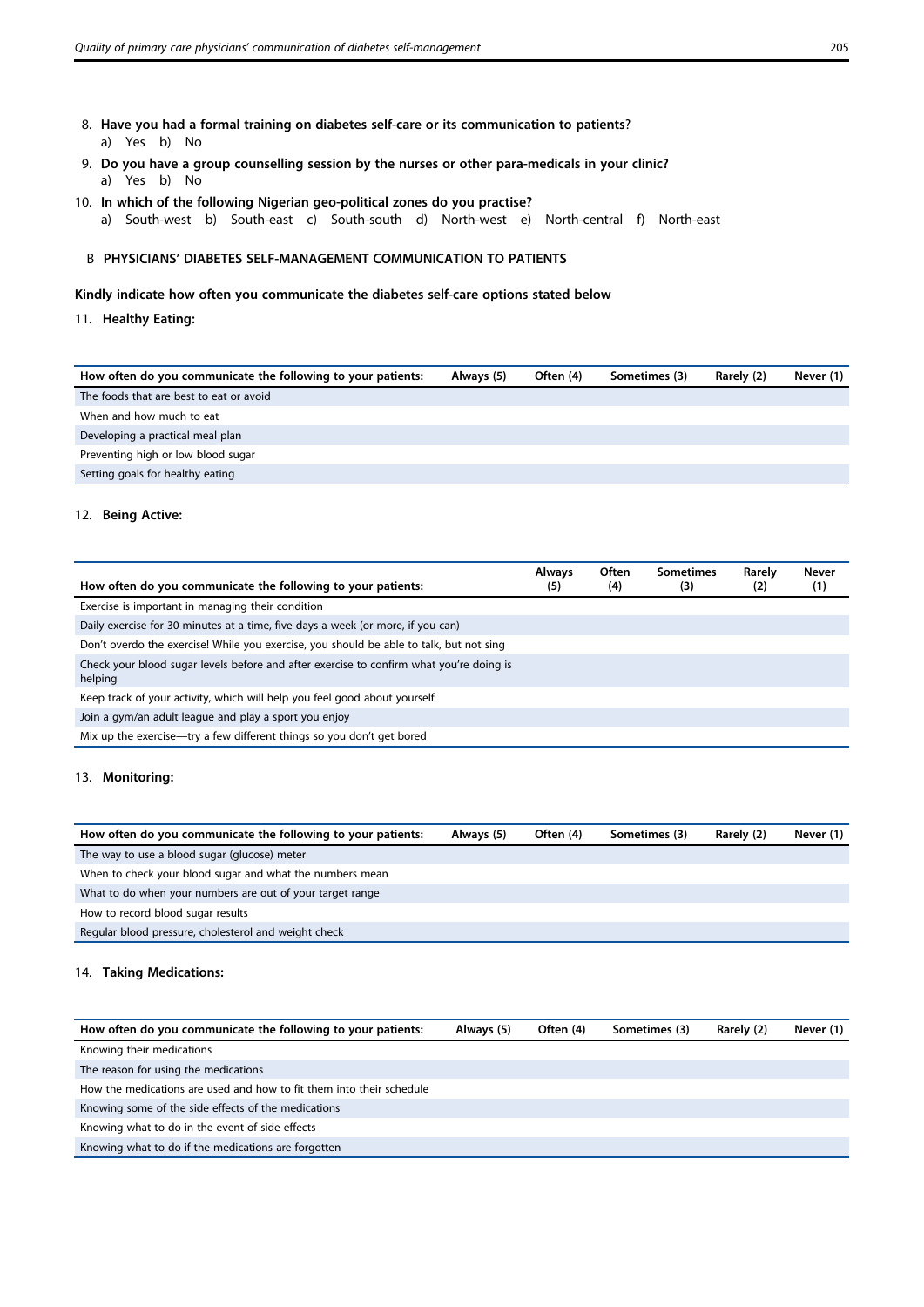8. **Have you had a formal training on diabetes self-care or its communication to patients**?
   a) Yes b) No
9. **Do you have a group counselling session by the nurses or other para-medicals in your clinic?**
   a) Yes b) No
10. **In which of the following Nigerian geo-political zones do you practise?**
    a) South-west b) South-east c) South-south d) North-west e) North-central f) North-east

## B PHYSICIANS' DIABETES SELF-MANAGEMENT COMMUNICATION TO PATIENTS

**Kindly indicate how often you communicate the diabetes self-care options stated below**

11. **Healthy Eating:**

| How often do you communicate the following to your patients: | Always (5) | Often (4) | Sometimes (3) | Rarely (2) | Never (1) |
|---|---|---|---|---|---|
| The foods that are best to eat or avoid | | | | | |
| When and how much to eat | | | | | |
| Developing a practical meal plan | | | | | |
| Preventing high or low blood sugar | | | | | |
| Setting goals for healthy eating | | | | | |

12. **Being Active:**

| How often do you communicate the following to your patients: | Always (5) | Often (4) | Sometimes (3) | Rarely (2) | Never (1) |
|---|---|---|---|---|---|
| Exercise is important in managing their condition | | | | | |
| Daily exercise for 30 minutes at a time, five days a week (or more, if you can) | | | | | |
| Don't overdo the exercise! While you exercise, you should be able to talk, but not sing | | | | | |
| Check your blood sugar levels before and after exercise to confirm what you're doing is helping | | | | | |
| Keep track of your activity, which will help you feel good about yourself | | | | | |
| Join a gym/an adult league and play a sport you enjoy | | | | | |
| Mix up the exercise—try a few different things so you don't get bored | | | | | |

13. **Monitoring:**

| How often do you communicate the following to your patients: | Always (5) | Often (4) | Sometimes (3) | Rarely (2) | Never (1) |
|---|---|---|---|---|---|
| The way to use a blood sugar (glucose) meter | | | | | |
| When to check your blood sugar and what the numbers mean | | | | | |
| What to do when your numbers are out of your target range | | | | | |
| How to record blood sugar results | | | | | |
| Regular blood pressure, cholesterol and weight check | | | | | |

14. **Taking Medications:**

| How often do you communicate the following to your patients: | Always (5) | Often (4) | Sometimes (3) | Rarely (2) | Never (1) |
|---|---|---|---|---|---|
| Knowing their medications | | | | | |
| The reason for using the medications | | | | | |
| How the medications are used and how to fit them into their schedule | | | | | |
| Knowing some of the side effects of the medications | | | | | |
| Knowing what to do in the event of side effects | | | | | |
| Knowing what to do if the medications are forgotten | | | | | |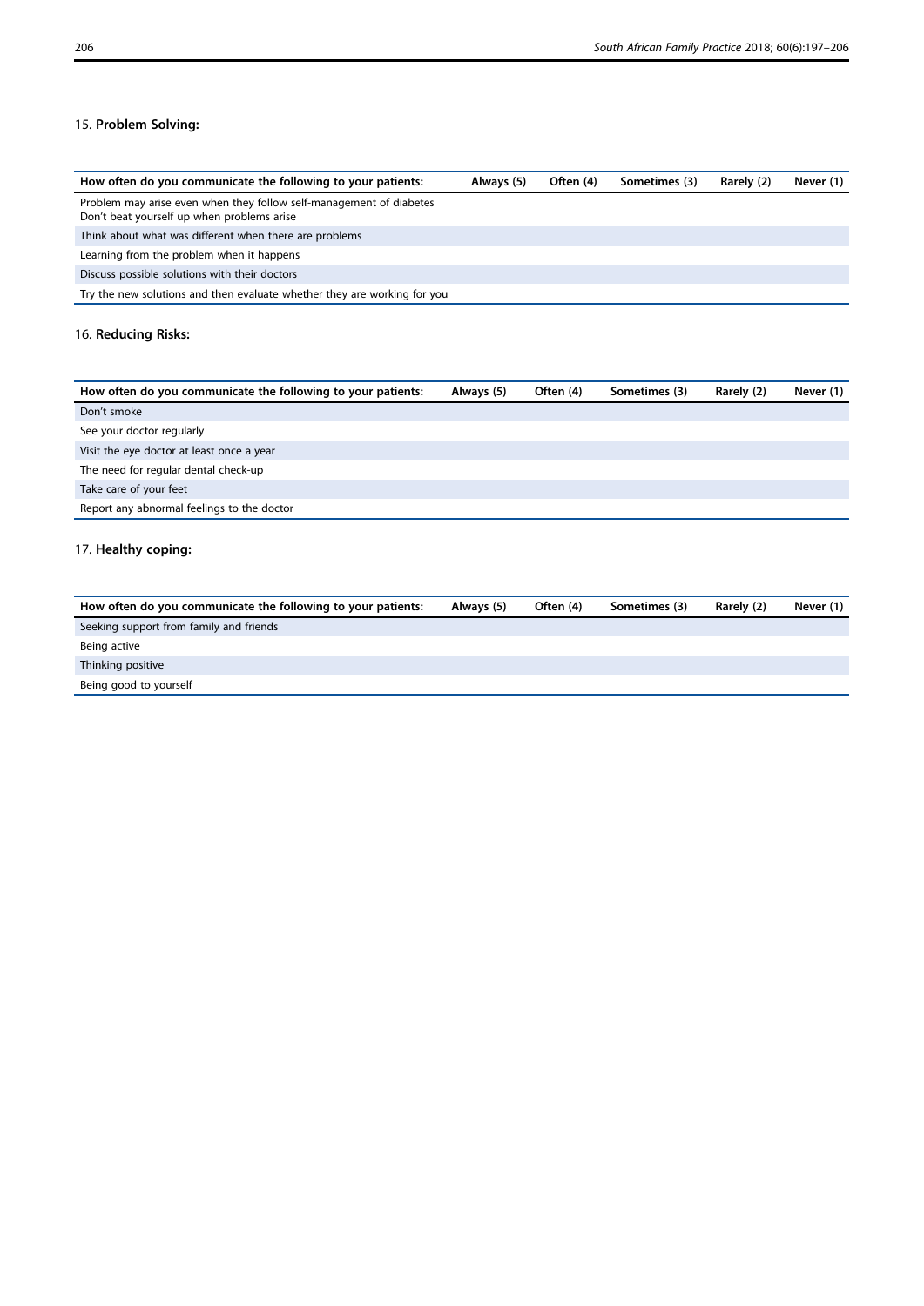15. **Problem Solving:**

| How often do you communicate the following to your patients: | Always (5) | Often (4) | Sometimes (3) | Rarely (2) | Never (1) |
|---|---|---|---|---|---|
| Problem may arise even when they follow self-management of diabetes Don't beat yourself up when problems arise | | | | | |
| Think about what was different when there are problems | | | | | |
| Learning from the problem when it happens | | | | | |
| Discuss possible solutions with their doctors | | | | | |
| Try the new solutions and then evaluate whether they are working for you | | | | | |

16. **Reducing Risks:**

| How often do you communicate the following to your patients: | Always (5) | Often (4) | Sometimes (3) | Rarely (2) | Never (1) |
|---|---|---|---|---|---|
| Don't smoke | | | | | |
| See your doctor regularly | | | | | |
| Visit the eye doctor at least once a year | | | | | |
| The need for regular dental check-up | | | | | |
| Take care of your feet | | | | | |
| Report any abnormal feelings to the doctor | | | | | |

17. **Healthy coping:**

| How often do you communicate the following to your patients: | Always (5) | Often (4) | Sometimes (3) | Rarely (2) | Never (1) |
|---|---|---|---|---|---|
| Seeking support from family and friends | | | | | |
| Being active | | | | | |
| Thinking positive | | | | | |
| Being good to yourself | | | | | |